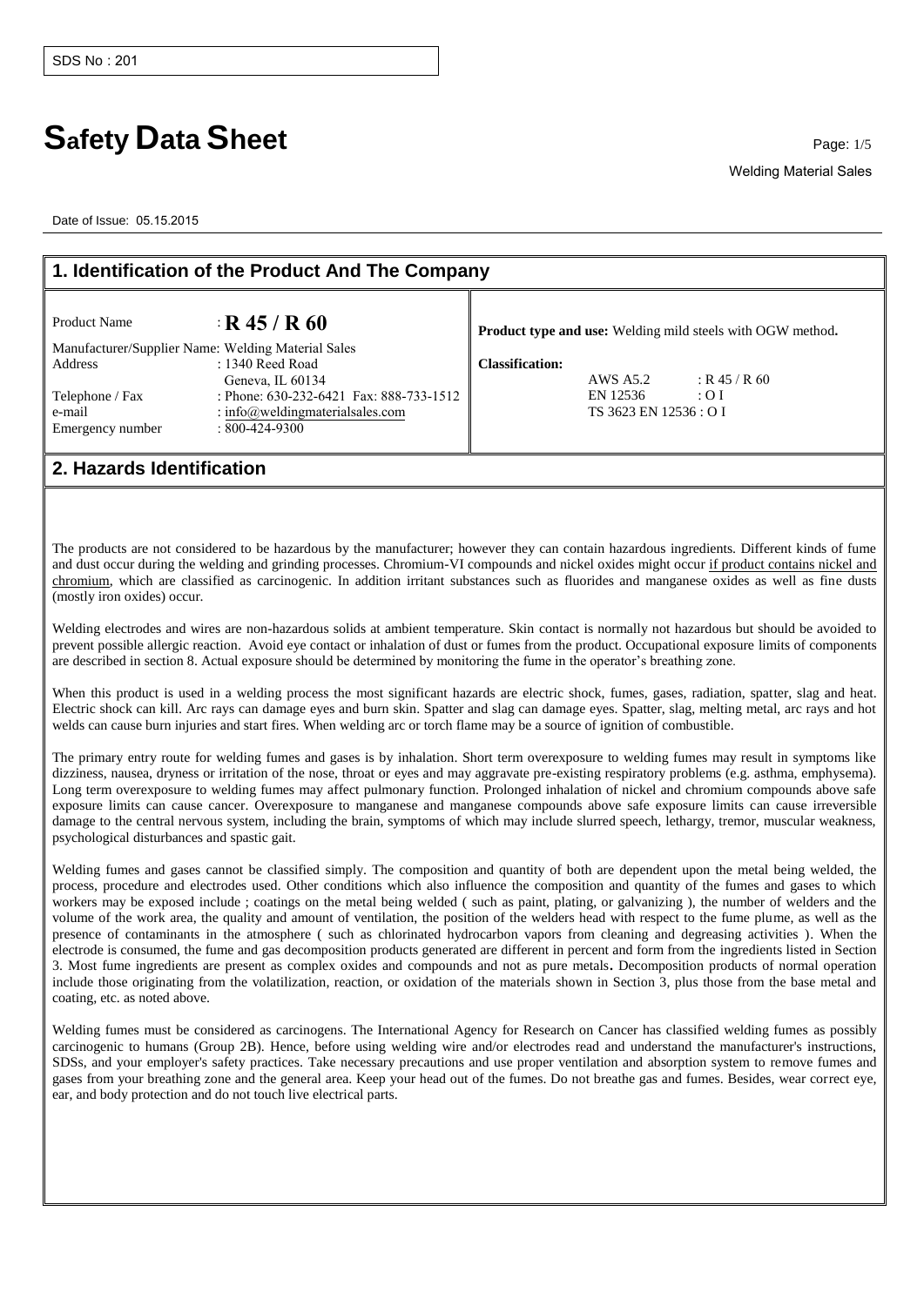SDS No : 201

# Safety Data Sheet

Welding Material Sales

Date of Issue: 05.15.2015

## 1. Identification of the Product And The Company

Product Name : **R 45 / R 60**

Manufacturer/Supplier Name: Welding Material Sales
Address : 1340 Reed Road
Geneva, IL 60134
Telephone / Fax : Phone: 630-232-6421 Fax: 888-733-1512
e-mail : info@weldingmaterialsales.com
Emergency number : 800-424-9300

**Product type and use:** Welding mild steels with OGW method**.**

**Classification:**

| | |
|---|---|
| AWS A5.2 | : R 45 / R 60 |
| EN 12536 | : O I |
| TS 3623 EN 12536 : O I | |

## 2. Hazards Identification

The products are not considered to be hazardous by the manufacturer; however they can contain hazardous ingredients. Different kinds of fume and dust occur during the welding and grinding processes. Chromium-VI compounds and nickel oxides might occur if product contains nickel and chromium, which are classified as carcinogenic. In addition irritant substances such as fluorides and manganese oxides as well as fine dusts (mostly iron oxides) occur.

Welding electrodes and wires are non-hazardous solids at ambient temperature. Skin contact is normally not hazardous but should be avoided to prevent possible allergic reaction. Avoid eye contact or inhalation of dust or fumes from the product. Occupational exposure limits of components are described in section 8. Actual exposure should be determined by monitoring the fume in the operator's breathing zone.

When this product is used in a welding process the most significant hazards are electric shock, fumes, gases, radiation, spatter, slag and heat. Electric shock can kill. Arc rays can damage eyes and burn skin. Spatter and slag can damage eyes. Spatter, slag, melting metal, arc rays and hot welds can cause burn injuries and start fires. When welding arc or torch flame may be a source of ignition of combustible.

The primary entry route for welding fumes and gases is by inhalation. Short term overexposure to welding fumes may result in symptoms like dizziness, nausea, dryness or irritation of the nose, throat or eyes and may aggravate pre-existing respiratory problems (e.g. asthma, emphysema). Long term overexposure to welding fumes may affect pulmonary function. Prolonged inhalation of nickel and chromium compounds above safe exposure limits can cause cancer. Overexposure to manganese and manganese compounds above safe exposure limits can cause irreversible damage to the central nervous system, including the brain, symptoms of which may include slurred speech, lethargy, tremor, muscular weakness, psychological disturbances and spastic gait.

Welding fumes and gases cannot be classified simply. The composition and quantity of both are dependent upon the metal being welded, the process, procedure and electrodes used. Other conditions which also influence the composition and quantity of the fumes and gases to which workers may be exposed include ; coatings on the metal being welded ( such as paint, plating, or galvanizing ), the number of welders and the volume of the work area, the quality and amount of ventilation, the position of the welders head with respect to the fume plume, as well as the presence of contaminants in the atmosphere ( such as chlorinated hydrocarbon vapors from cleaning and degreasing activities ). When the electrode is consumed, the fume and gas decomposition products generated are different in percent and form from the ingredients listed in Section 3. Most fume ingredients are present as complex oxides and compounds and not as pure metals**.** Decomposition products of normal operation include those originating from the volatilization, reaction, or oxidation of the materials shown in Section 3, plus those from the base metal and coating, etc. as noted above.

Welding fumes must be considered as carcinogens. The International Agency for Research on Cancer has classified welding fumes as possibly carcinogenic to humans (Group 2B). Hence, before using welding wire and/or electrodes read and understand the manufacturer's instructions, SDSs, and your employer's safety practices. Take necessary precautions and use proper ventilation and absorption system to remove fumes and gases from your breathing zone and the general area. Keep your head out of the fumes. Do not breathe gas and fumes. Besides, wear correct eye, ear, and body protection and do not touch live electrical parts.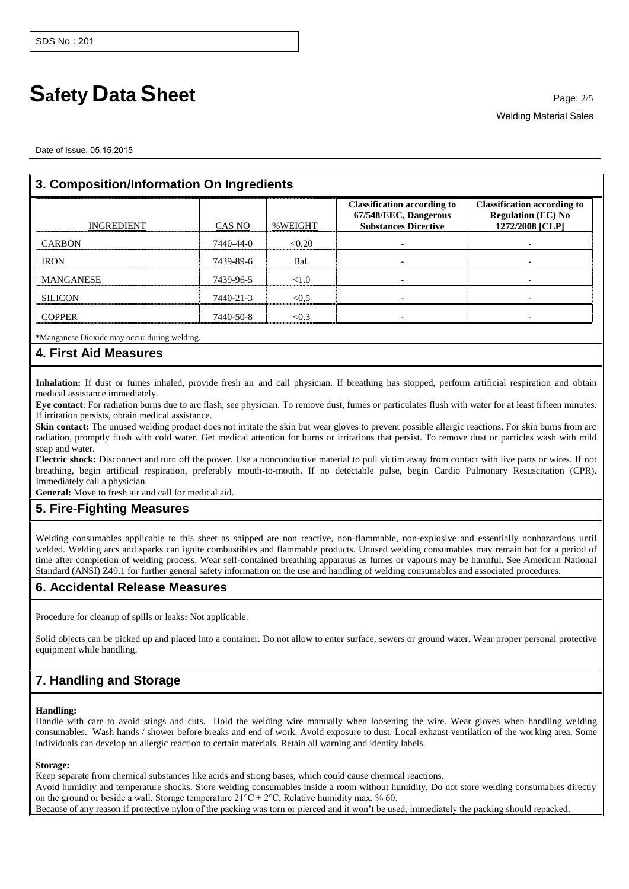## 3. Composition/Information On Ingredients

| INGREDIENT | CAS NO | %WEIGHT | Classification according to 67/548/EEC, Dangerous Substances Directive | Classification according to Regulation (EC) No 1272/2008 [CLP] |
|---|---|---|---|---|
| CARBON | 7440-44-0 | <0.20 | - | - |
| IRON | 7439-89-6 | Bal. | - | - |
| MANGANESE | 7439-96-5 | <1.0 | - | - |
| SILICON | 7440-21-3 | <0,5 | - | - |
| COPPER | 7440-50-8 | <0.3 | - | - |

*Manganese Dioxide may occur during welding.

## 4. First Aid Measures

**Inhalation:** If dust or fumes inhaled, provide fresh air and call physician. If breathing has stopped, perform artificial respiration and obtain medical assistance immediately.

**Eye contact**: For radiation burns due to arc flash, see physician. To remove dust, fumes or particulates flush with water for at least fifteen minutes. If irritation persists, obtain medical assistance.

**Skin contact:** The unused welding product does not irritate the skin but wear gloves to prevent possible allergic reactions. For skin burns from arc radiation, promptly flush with cold water. Get medical attention for burns or irritations that persist. To remove dust or particles wash with mild soap and water.

**Electric shock:** Disconnect and turn off the power. Use a nonconductive material to pull victim away from contact with live parts or wires. If not breathing, begin artificial respiration, preferably mouth-to-mouth. If no detectable pulse, begin Cardio Pulmonary Resuscitation (CPR). Immediately call a physician.

**General:** Move to fresh air and call for medical aid.

## 5. Fire-Fighting Measures

Welding consumables applicable to this sheet as shipped are non reactive, non-flammable, non-explosive and essentially nonhazardous until welded. Welding arcs and sparks can ignite combustibles and flammable products. Unused welding consumables may remain hot for a period of time after completion of welding process. Wear self-contained breathing apparatus as fumes or vapours may be harmful. See American National Standard (ANSI) Z49.1 for further general safety information on the use and handling of welding consumables and associated procedures.

## 6. Accidental Release Measures

Procedure for cleanup of spills or leaks**:** Not applicable.

Solid objects can be picked up and placed into a container. Do not allow to enter surface, sewers or ground water. Wear proper personal protective equipment while handling.

## 7. Handling and Storage

**Handling:**

Handle with care to avoid stings and cuts. Hold the welding wire manually when loosening the wire. Wear gloves when handling welding consumables. Wash hands / shower before breaks and end of work. Avoid exposure to dust. Local exhaust ventilation of the working area. Some individuals can develop an allergic reaction to certain materials. Retain all warning and identity labels.

**Storage:**

Keep separate from chemical substances like acids and strong bases, which could cause chemical reactions.

Avoid humidity and temperature shocks. Store welding consumables inside a room without humidity. Do not store welding consumables directly on the ground or beside a wall. Storage temperature $21°C \pm 2°C$, Relative humidity max. % 60.

Because of any reason if protective nylon of the packing was torn or pierced and it won't be used, immediately the packing should repacked.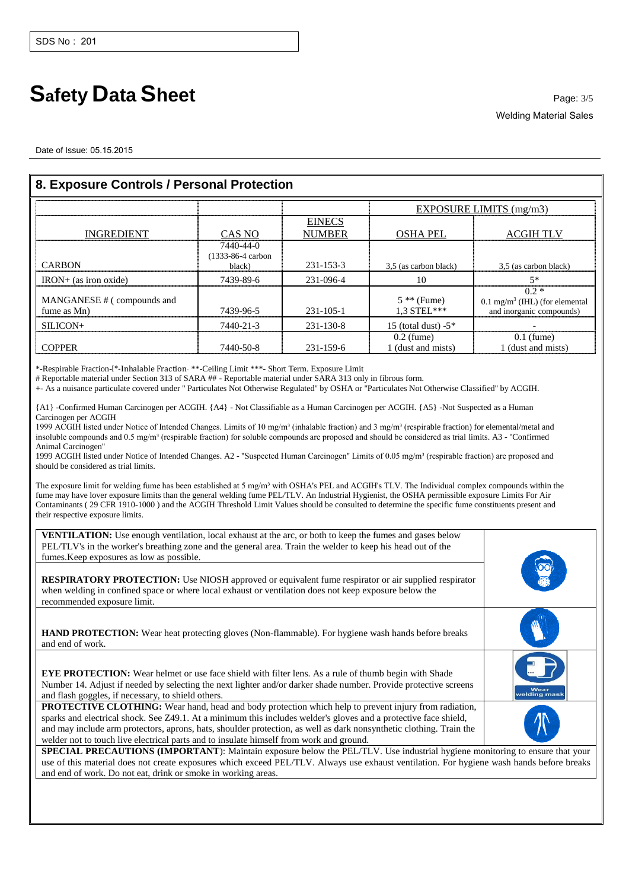## 8. Exposure Controls / Personal Protection

| | | | EXPOSURE LIMITS (mg/m3) | |
|---|---|---|---|---|
| INGREDIENT | CAS NO | EINECS NUMBER | OSHA PEL | ACGIH TLV |
| CARBON | 7440-44-0 (1333-86-4 carbon black) | 231-153-3 | 3,5 (as carbon black) | 3,5 (as carbon black) |
| IRON+ (as iron oxide) | 7439-89-6 | 231-096-4 | 10 | 5* |
| MANGANESE # ( compounds and fume as Mn) | 7439-96-5 | 231-105-1 | 5 ** (Fume) 1,3 STEL*** | 0.2 * 0.1 mg/m³ (IHL) (for elemental and inorganic compounds) |
| SILICON+ | 7440-21-3 | 231-130-8 | 15 (total dust) -5* | - |
| COPPER | 7440-50-8 | 231-159-6 | 0.2 (fume) 1 (dust and mists) | 0.1 (fume) 1 (dust and mists) |

*-Respirable Fraction-I*-Inhalable Fraction- **-Ceiling Limit ***- Short Term. Exposure Limit
# Reportable material under Section 313 of SARA ## - Reportable material under SARA 313 only in fibrous form.
+- As a nuisance particulate covered under " Particulates Not Otherwise Regulated" by OSHA or "Particulates Not Otherwise Classified" by ACGIH.

{A1} -Confirmed Human Carcinogen per ACGIH. {A4} - Not Classifiable as a Human Carcinogen per ACGIH. {A5} -Not Suspected as a Human Carcinogen per ACGIH
1999 ACGIH listed under Notice of Intended Changes. Limits of 10 mg/m³ (inhalable fraction) and 3 mg/m³ (respirable fraction) for elemental/metal and insoluble compounds and 0.5 mg/m³ (respirable fraction) for soluble compounds are proposed and should be considered as trial limits. A3 - "Confirmed Animal Carcinogen"
1999 ACGIH listed under Notice of Intended Changes. A2 - "Suspected Human Carcinogen" Limits of 0.05 mg/m³ (respirable fraction) are proposed and should be considered as trial limits.

The exposure limit for welding fume has been established at 5 mg/m³ with OSHA's PEL and ACGIH's TLV. The Individual complex compounds within the fume may have lover exposure limits than the general welding fume PEL/TLV. An Industrial Hygienist, the OSHA permissible exposure Limits For Air Contaminants ( 29 CFR 1910-1000 ) and the ACGIH Threshold Limit Values should be consulted to determine the specific fume constituents present and their respective exposure limits.

**VENTILATION:** Use enough ventilation, local exhaust at the arc, or both to keep the fumes and gases below PEL/TLV's in the worker's breathing zone and the general area. Train the welder to keep his head out of the fumes.Keep exposures as low as possible.

**RESPIRATORY PROTECTION:** Use NIOSH approved or equivalent fume respirator or air supplied respirator when welding in confined space or where local exhaust or ventilation does not keep exposure below the recommended exposure limit.

**HAND PROTECTION:** Wear heat protecting gloves (Non-flammable). For hygiene wash hands before breaks and end of work.

**EYE PROTECTION:** Wear helmet or use face shield with filter lens. As a rule of thumb begin with Shade Number 14. Adjust if needed by selecting the next lighter and/or darker shade number. Provide protective screens and flash goggles, if necessary, to shield others.

Wear welding mask

**PROTECTIVE CLOTHING:** Wear hand, head and body protection which help to prevent injury from radiation, sparks and electrical shock. See Z49.1. At a minimum this includes welder's gloves and a protective face shield, and may include arm protectors, aprons, hats, shoulder protection, as well as dark nonsynthetic clothing. Train the welder not to touch live electrical parts and to insulate himself from work and ground.

**SPECIAL PRECAUTIONS (IMPORTANT**): Maintain exposure below the PEL/TLV. Use industrial hygiene monitoring to ensure that your use of this material does not create exposures which exceed PEL/TLV. Always use exhaust ventilation. For hygiene wash hands before breaks and end of work. Do not eat, drink or smoke in working areas.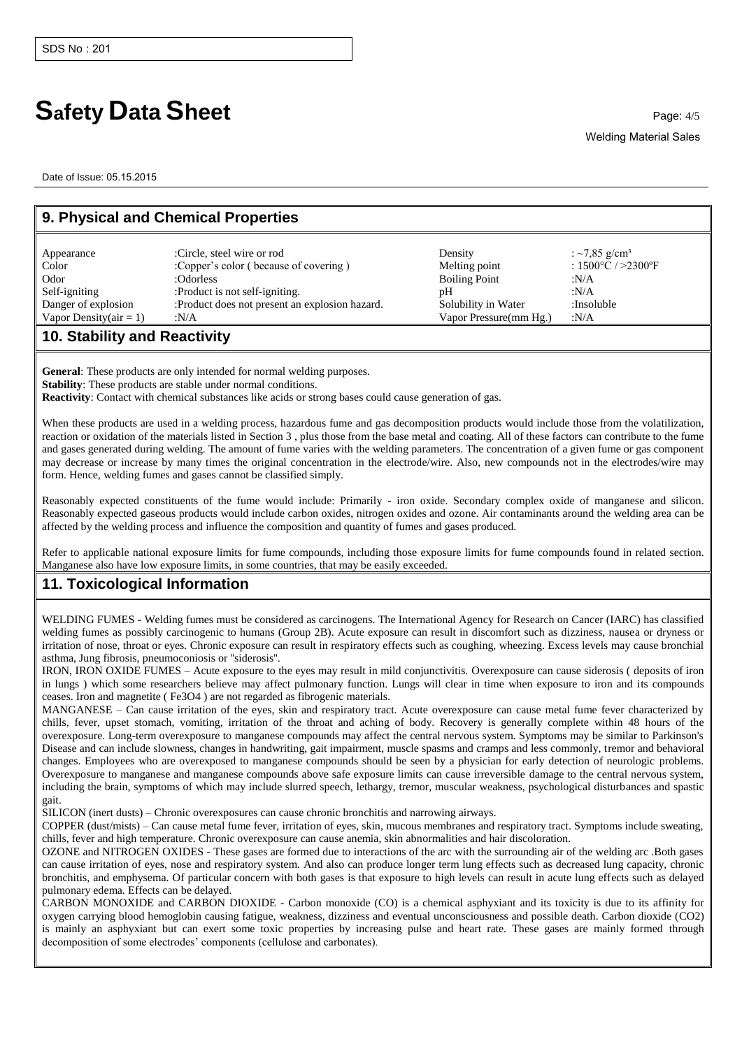SDS No : 201

# Safety Data Sheet

Welding Material Sales

Date of Issue: 05.15.2015

## 9. Physical and Chemical Properties

| | | | |
|---|---|---|---|
| Appearance | :Circle, steel wire or rod | Density | : ~7,85 g/cm³ |
| Color | :Copper's color ( because of covering ) | Melting point | : 1500°C / >2300ºF |
| Odor | :Odorless | Boiling Point | :N/A |
| Self-igniting | :Product is not self-igniting. | pH | :N/A |
| Danger of explosion | :Product does not present an explosion hazard. | Solubility in Water | :Insoluble |
| Vapor Density(air = 1) | :N/A | Vapor Pressure(mm Hg.) | :N/A |

## 10. Stability and Reactivity

**General**: These products are only intended for normal welding purposes.
**Stability**: These products are stable under normal conditions.
**Reactivity**: Contact with chemical substances like acids or strong bases could cause generation of gas.

When these products are used in a welding process, hazardous fume and gas decomposition products would include those from the volatilization, reaction or oxidation of the materials listed in Section 3 , plus those from the base metal and coating. All of these factors can contribute to the fume and gases generated during welding. The amount of fume varies with the welding parameters. The concentration of a given fume or gas component may decrease or increase by many times the original concentration in the electrode/wire. Also, new compounds not in the electrodes/wire may form. Hence, welding fumes and gases cannot be classified simply.

Reasonably expected constituents of the fume would include: Primarily - iron oxide. Secondary complex oxide of manganese and silicon. Reasonably expected gaseous products would include carbon oxides, nitrogen oxides and ozone. Air contaminants around the welding area can be affected by the welding process and influence the composition and quantity of fumes and gases produced.

Refer to applicable national exposure limits for fume compounds, including those exposure limits for fume compounds found in related section. Manganese also have low exposure limits, in some countries, that may be easily exceeded.

## 11. Toxicological Information

WELDING FUMES - Welding fumes must be considered as carcinogens. The International Agency for Research on Cancer (IARC) has classified welding fumes as possibly carcinogenic to humans (Group 2B). Acute exposure can result in discomfort such as dizziness, nausea or dryness or irritation of nose, throat or eyes. Chronic exposure can result in respiratory effects such as coughing, wheezing. Excess levels may cause bronchial asthma, Jung fibrosis, pneumoconiosis or "siderosis".

IRON, IRON OXIDE FUMES – Acute exposure to the eyes may result in mild conjunctivitis. Overexposure can cause siderosis ( deposits of iron in lungs ) which some researchers believe may affect pulmonary function. Lungs will clear in time when exposure to iron and its compounds ceases. Iron and magnetite ( $Fe_3O_4$ ) are not regarded as fibrogenic materials.

MANGANESE – Can cause irritation of the eyes, skin and respiratory tract. Acute overexposure can cause metal fume fever characterized by chills, fever, upset stomach, vomiting, irritation of the throat and aching of body. Recovery is generally complete within 48 hours of the overexposure. Long-term overexposure to manganese compounds may affect the central nervous system. Symptoms may be similar to Parkinson's Disease and can include slowness, changes in handwriting, gait impairment, muscle spasms and cramps and less commonly, tremor and behavioral changes. Employees who are overexposed to manganese compounds should be seen by a physician for early detection of neurologic problems. Overexposure to manganese and manganese compounds above safe exposure limits can cause irreversible damage to the central nervous system, including the brain, symptoms of which may include slurred speech, lethargy, tremor, muscular weakness, psychological disturbances and spastic gait.

SILICON (inert dusts) – Chronic overexposures can cause chronic bronchitis and narrowing airways.

COPPER (dust/mists) – Can cause metal fume fever, irritation of eyes, skin, mucous membranes and respiratory tract. Symptoms include sweating, chills, fever and high temperature. Chronic overexposure can cause anemia, skin abnormalities and hair discoloration.

OZONE and NITROGEN OXIDES - These gases are formed due to interactions of the arc with the surrounding air of the welding arc .Both gases can cause irritation of eyes, nose and respiratory system. And also can produce longer term lung effects such as decreased lung capacity, chronic bronchitis, and emphysema. Of particular concern with both gases is that exposure to high levels can result in acute lung effects such as delayed pulmonary edema. Effects can be delayed.

CARBON MONOXIDE and CARBON DIOXIDE - Carbon monoxide (CO) is a chemical asphyxiant and its toxicity is due to its affinity for oxygen carrying blood hemoglobin causing fatigue, weakness, dizziness and eventual unconsciousness and possible death. Carbon dioxide ($CO_2$) is mainly an asphyxiant but can exert some toxic properties by increasing pulse and heart rate. These gases are mainly formed through decomposition of some electrodes' components (cellulose and carbonates).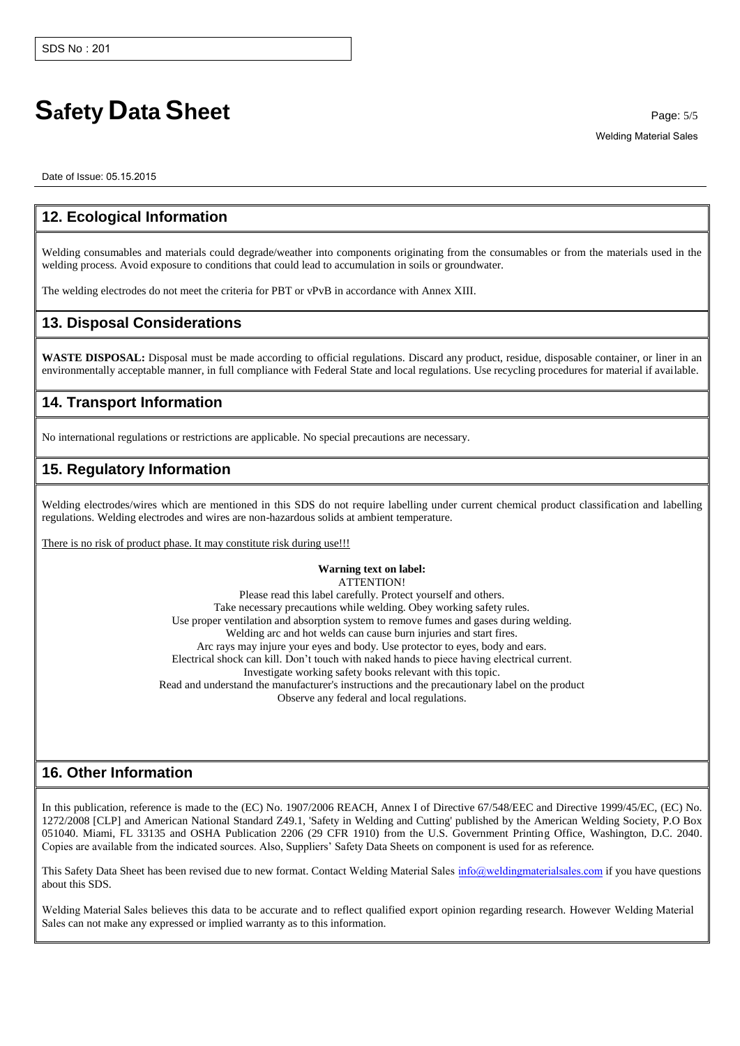## 12. Ecological Information

Welding consumables and materials could degrade/weather into components originating from the consumables or from the materials used in the welding process. Avoid exposure to conditions that could lead to accumulation in soils or groundwater.

The welding electrodes do not meet the criteria for PBT or vPvB in accordance with Annex XIII.

## 13. Disposal Considerations

**WASTE DISPOSAL:** Disposal must be made according to official regulations. Discard any product, residue, disposable container, or liner in an environmentally acceptable manner, in full compliance with Federal State and local regulations. Use recycling procedures for material if available.

## 14. Transport Information

No international regulations or restrictions are applicable. No special precautions are necessary.

## 15. Regulatory Information

Welding electrodes/wires which are mentioned in this SDS do not require labelling under current chemical product classification and labelling regulations. Welding electrodes and wires are non-hazardous solids at ambient temperature.

There is no risk of product phase. It may constitute risk during use!!!

**Warning text on label:**

ATTENTION!

Please read this label carefully. Protect yourself and others.

Take necessary precautions while welding. Obey working safety rules.

Use proper ventilation and absorption system to remove fumes and gases during welding.

Welding arc and hot welds can cause burn injuries and start fires.

Arc rays may injure your eyes and body. Use protector to eyes, body and ears.

Electrical shock can kill. Don't touch with naked hands to piece having electrical current.

Investigate working safety books relevant with this topic.

Read and understand the manufacturer's instructions and the precautionary label on the product

Observe any federal and local regulations.

## 16. Other Information

In this publication, reference is made to the (EC) No. 1907/2006 REACH, Annex I of Directive 67/548/EEC and Directive 1999/45/EC, (EC) No. 1272/2008 [CLP] and American National Standard Z49.1, 'Safety in Welding and Cutting' published by the American Welding Society, P.O Box 051040. Miami, FL 33135 and OSHA Publication 2206 (29 CFR 1910) from the U.S. Government Printing Office, Washington, D.C. 2040. Copies are available from the indicated sources. Also, Suppliers' Safety Data Sheets on component is used for as reference.

This Safety Data Sheet has been revised due to new format. Contact Welding Material Sales info@weldingmaterialsales.com if you have questions about this SDS.

Welding Material Sales believes this data to be accurate and to reflect qualified export opinion regarding research. However Welding Material Sales can not make any expressed or implied warranty as to this information.